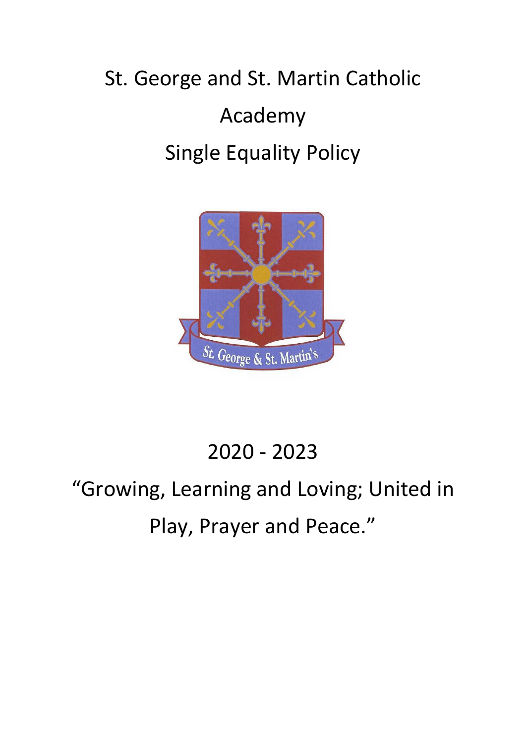# St. George and St. Martin Catholic Academy

# Single Equality Policy

2020 - 2023

"Growing, Learning and Loving; United in Play, Prayer and Peace."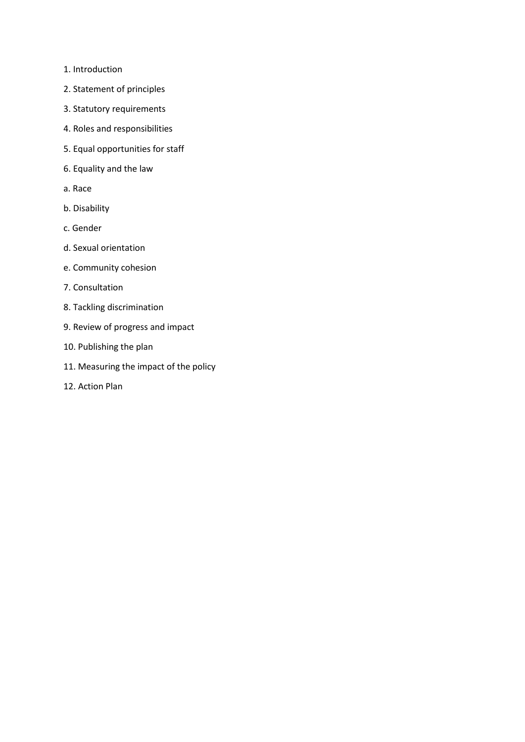1. Introduction

2. Statement of principles

3. Statutory requirements

4. Roles and responsibilities

5. Equal opportunities for staff

6. Equality and the law

a. Race

b. Disability

c. Gender

d. Sexual orientation

e. Community cohesion

7. Consultation

8. Tackling discrimination

9. Review of progress and impact

10. Publishing the plan

11. Measuring the impact of the policy

12. Action Plan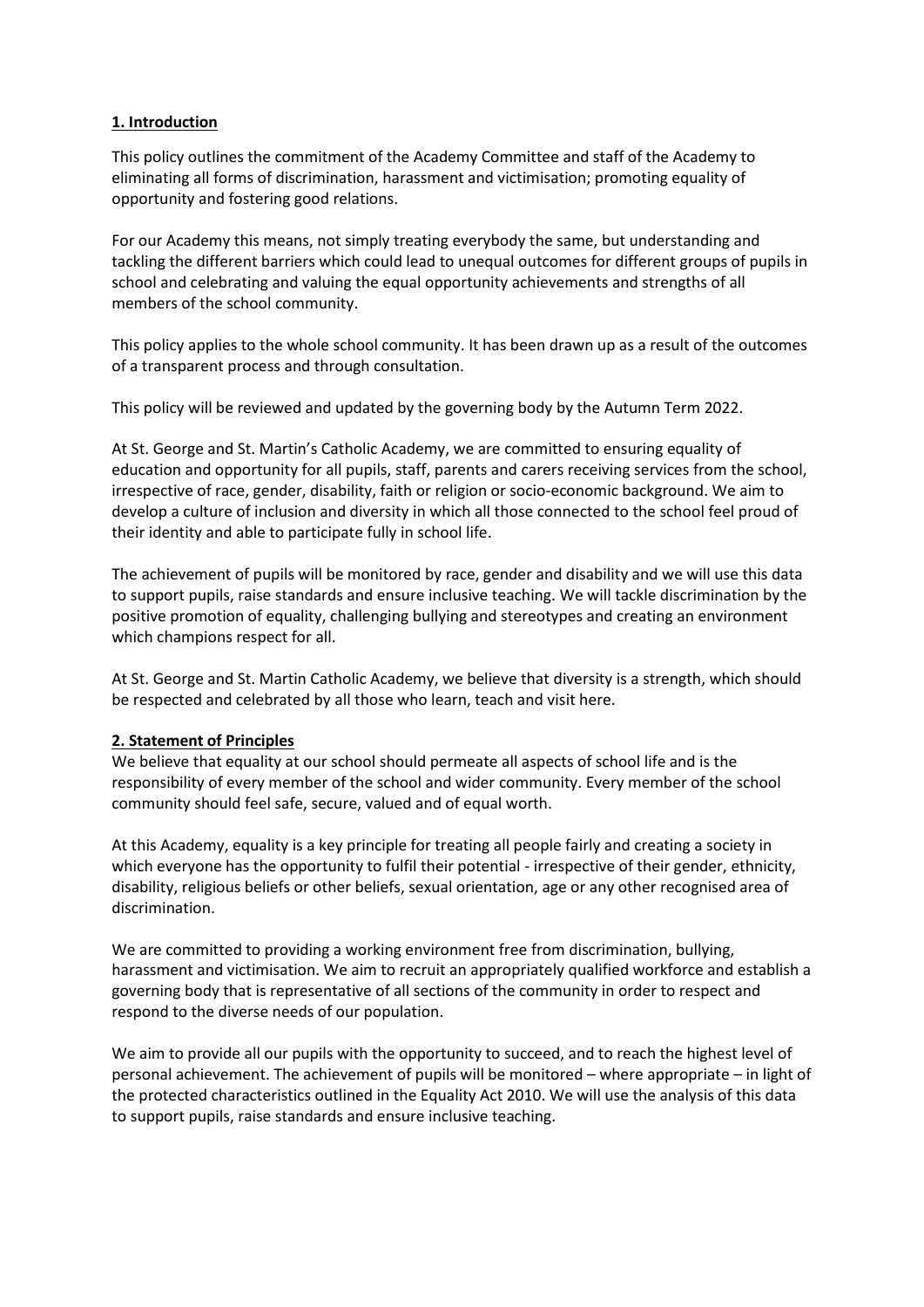## 1. Introduction

This policy outlines the commitment of the Academy Committee and staff of the Academy to eliminating all forms of discrimination, harassment and victimisation; promoting equality of opportunity and fostering good relations.

For our Academy this means, not simply treating everybody the same, but understanding and tackling the different barriers which could lead to unequal outcomes for different groups of pupils in school and celebrating and valuing the equal opportunity achievements and strengths of all members of the school community.

This policy applies to the whole school community. It has been drawn up as a result of the outcomes of a transparent process and through consultation.

This policy will be reviewed and updated by the governing body by the Autumn Term 2022.

At St. George and St. Martin's Catholic Academy, we are committed to ensuring equality of education and opportunity for all pupils, staff, parents and carers receiving services from the school, irrespective of race, gender, disability, faith or religion or socio-economic background. We aim to develop a culture of inclusion and diversity in which all those connected to the school feel proud of their identity and able to participate fully in school life.

The achievement of pupils will be monitored by race, gender and disability and we will use this data to support pupils, raise standards and ensure inclusive teaching. We will tackle discrimination by the positive promotion of equality, challenging bullying and stereotypes and creating an environment which champions respect for all.

At St. George and St. Martin Catholic Academy, we believe that diversity is a strength, which should be respected and celebrated by all those who learn, teach and visit here.

## 2. Statement of Principles

We believe that equality at our school should permeate all aspects of school life and is the responsibility of every member of the school and wider community. Every member of the school community should feel safe, secure, valued and of equal worth.

At this Academy, equality is a key principle for treating all people fairly and creating a society in which everyone has the opportunity to fulfil their potential - irrespective of their gender, ethnicity, disability, religious beliefs or other beliefs, sexual orientation, age or any other recognised area of discrimination.

We are committed to providing a working environment free from discrimination, bullying, harassment and victimisation. We aim to recruit an appropriately qualified workforce and establish a governing body that is representative of all sections of the community in order to respect and respond to the diverse needs of our population.

We aim to provide all our pupils with the opportunity to succeed, and to reach the highest level of personal achievement. The achievement of pupils will be monitored – where appropriate – in light of the protected characteristics outlined in the Equality Act 2010. We will use the analysis of this data to support pupils, raise standards and ensure inclusive teaching.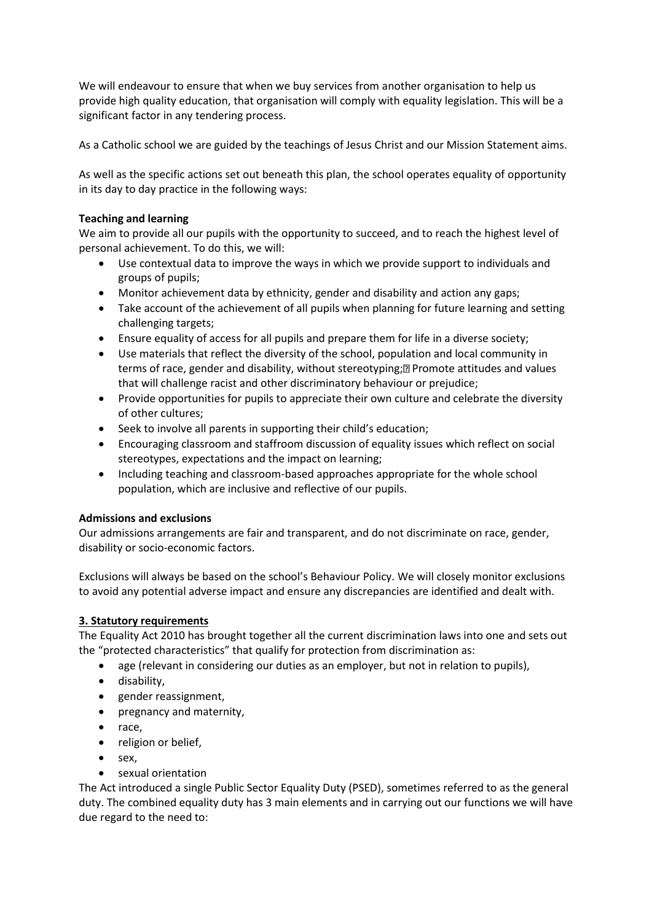We will endeavour to ensure that when we buy services from another organisation to help us provide high quality education, that organisation will comply with equality legislation. This will be a significant factor in any tendering process.

As a Catholic school we are guided by the teachings of Jesus Christ and our Mission Statement aims.

As well as the specific actions set out beneath this plan, the school operates equality of opportunity in its day to day practice in the following ways:

**Teaching and learning**

We aim to provide all our pupils with the opportunity to succeed, and to reach the highest level of personal achievement. To do this, we will:

- Use contextual data to improve the ways in which we provide support to individuals and groups of pupils;
- Monitor achievement data by ethnicity, gender and disability and action any gaps;
- Take account of the achievement of all pupils when planning for future learning and setting challenging targets;
- Ensure equality of access for all pupils and prepare them for life in a diverse society;
- Use materials that reflect the diversity of the school, population and local community in terms of race, gender and disability, without stereotyping; Promote attitudes and values that will challenge racist and other discriminatory behaviour or prejudice;
- Provide opportunities for pupils to appreciate their own culture and celebrate the diversity of other cultures;
- Seek to involve all parents in supporting their child's education;
- Encouraging classroom and staffroom discussion of equality issues which reflect on social stereotypes, expectations and the impact on learning;
- Including teaching and classroom-based approaches appropriate for the whole school population, which are inclusive and reflective of our pupils.

**Admissions and exclusions**

Our admissions arrangements are fair and transparent, and do not discriminate on race, gender, disability or socio-economic factors.

Exclusions will always be based on the school's Behaviour Policy. We will closely monitor exclusions to avoid any potential adverse impact and ensure any discrepancies are identified and dealt with.

## 3. Statutory requirements

The Equality Act 2010 has brought together all the current discrimination laws into one and sets out the "protected characteristics" that qualify for protection from discrimination as:

- age (relevant in considering our duties as an employer, but not in relation to pupils),
- disability,
- gender reassignment,
- pregnancy and maternity,
- race,
- religion or belief,
- sex,
- sexual orientation

The Act introduced a single Public Sector Equality Duty (PSED), sometimes referred to as the general duty. The combined equality duty has 3 main elements and in carrying out our functions we will have due regard to the need to: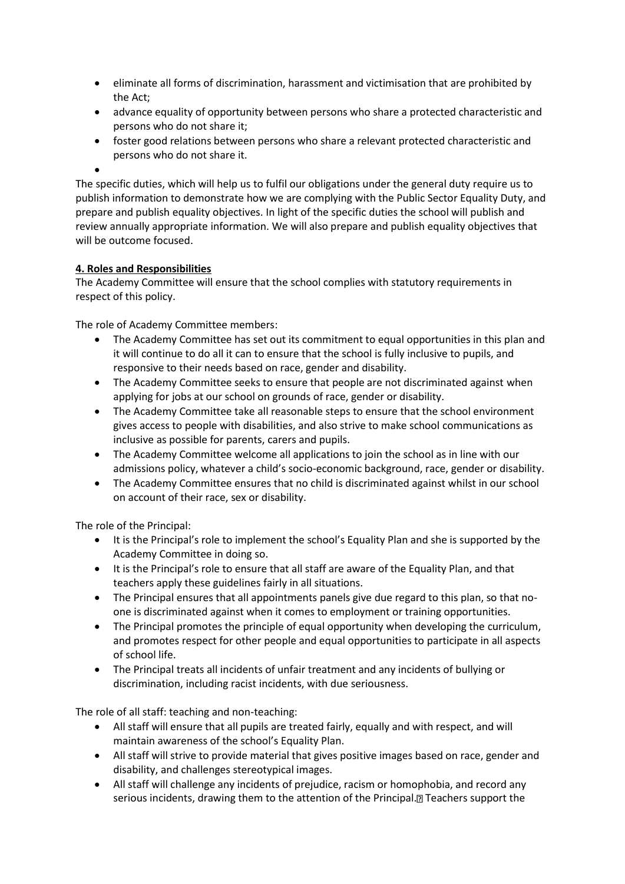- eliminate all forms of discrimination, harassment and victimisation that are prohibited by the Act;
- advance equality of opportunity between persons who share a protected characteristic and persons who do not share it;
- foster good relations between persons who share a relevant protected characteristic and persons who do not share it.

The specific duties, which will help us to fulfil our obligations under the general duty require us to publish information to demonstrate how we are complying with the Public Sector Equality Duty, and prepare and publish equality objectives. In light of the specific duties the school will publish and review annually appropriate information. We will also prepare and publish equality objectives that will be outcome focused.

**4. Roles and Responsibilities**

The Academy Committee will ensure that the school complies with statutory requirements in respect of this policy.

The role of Academy Committee members:

- The Academy Committee has set out its commitment to equal opportunities in this plan and it will continue to do all it can to ensure that the school is fully inclusive to pupils, and responsive to their needs based on race, gender and disability.
- The Academy Committee seeks to ensure that people are not discriminated against when applying for jobs at our school on grounds of race, gender or disability.
- The Academy Committee take all reasonable steps to ensure that the school environment gives access to people with disabilities, and also strive to make school communications as inclusive as possible for parents, carers and pupils.
- The Academy Committee welcome all applications to join the school as in line with our admissions policy, whatever a child's socio-economic background, race, gender or disability.
- The Academy Committee ensures that no child is discriminated against whilst in our school on account of their race, sex or disability.

The role of the Principal:

- It is the Principal's role to implement the school's Equality Plan and she is supported by the Academy Committee in doing so.
- It is the Principal's role to ensure that all staff are aware of the Equality Plan, and that teachers apply these guidelines fairly in all situations.
- The Principal ensures that all appointments panels give due regard to this plan, so that no-one is discriminated against when it comes to employment or training opportunities.
- The Principal promotes the principle of equal opportunity when developing the curriculum, and promotes respect for other people and equal opportunities to participate in all aspects of school life.
- The Principal treats all incidents of unfair treatment and any incidents of bullying or discrimination, including racist incidents, with due seriousness.

The role of all staff: teaching and non-teaching:

- All staff will ensure that all pupils are treated fairly, equally and with respect, and will maintain awareness of the school's Equality Plan.
- All staff will strive to provide material that gives positive images based on race, gender and disability, and challenges stereotypical images.
- All staff will challenge any incidents of prejudice, racism or homophobia, and record any serious incidents, drawing them to the attention of the Principal. Teachers support the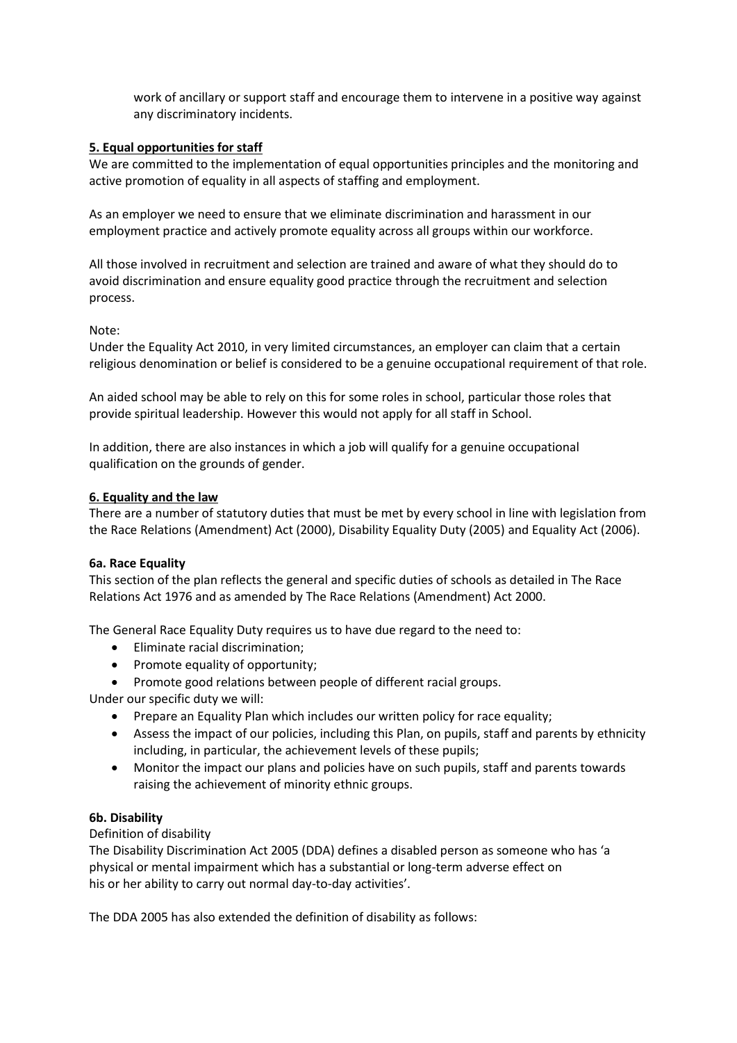work of ancillary or support staff and encourage them to intervene in a positive way against any discriminatory incidents.

## 5. Equal opportunities for staff

We are committed to the implementation of equal opportunities principles and the monitoring and active promotion of equality in all aspects of staffing and employment.

As an employer we need to ensure that we eliminate discrimination and harassment in our employment practice and actively promote equality across all groups within our workforce.

All those involved in recruitment and selection are trained and aware of what they should do to avoid discrimination and ensure equality good practice through the recruitment and selection process.

Note:
Under the Equality Act 2010, in very limited circumstances, an employer can claim that a certain religious denomination or belief is considered to be a genuine occupational requirement of that role.

An aided school may be able to rely on this for some roles in school, particular those roles that provide spiritual leadership. However this would not apply for all staff in School.

In addition, there are also instances in which a job will qualify for a genuine occupational qualification on the grounds of gender.

## 6. Equality and the law

There are a number of statutory duties that must be met by every school in line with legislation from the Race Relations (Amendment) Act (2000), Disability Equality Duty (2005) and Equality Act (2006).

### 6a. Race Equality

This section of the plan reflects the general and specific duties of schools as detailed in The Race Relations Act 1976 and as amended by The Race Relations (Amendment) Act 2000.

The General Race Equality Duty requires us to have due regard to the need to:

- Eliminate racial discrimination;
- Promote equality of opportunity;
- Promote good relations between people of different racial groups.

Under our specific duty we will:

- Prepare an Equality Plan which includes our written policy for race equality;
- Assess the impact of our policies, including this Plan, on pupils, staff and parents by ethnicity including, in particular, the achievement levels of these pupils;
- Monitor the impact our plans and policies have on such pupils, staff and parents towards raising the achievement of minority ethnic groups.

### 6b. Disability

Definition of disability

The Disability Discrimination Act 2005 (DDA) defines a disabled person as someone who has 'a physical or mental impairment which has a substantial or long-term adverse effect on his or her ability to carry out normal day-to-day activities'.

The DDA 2005 has also extended the definition of disability as follows: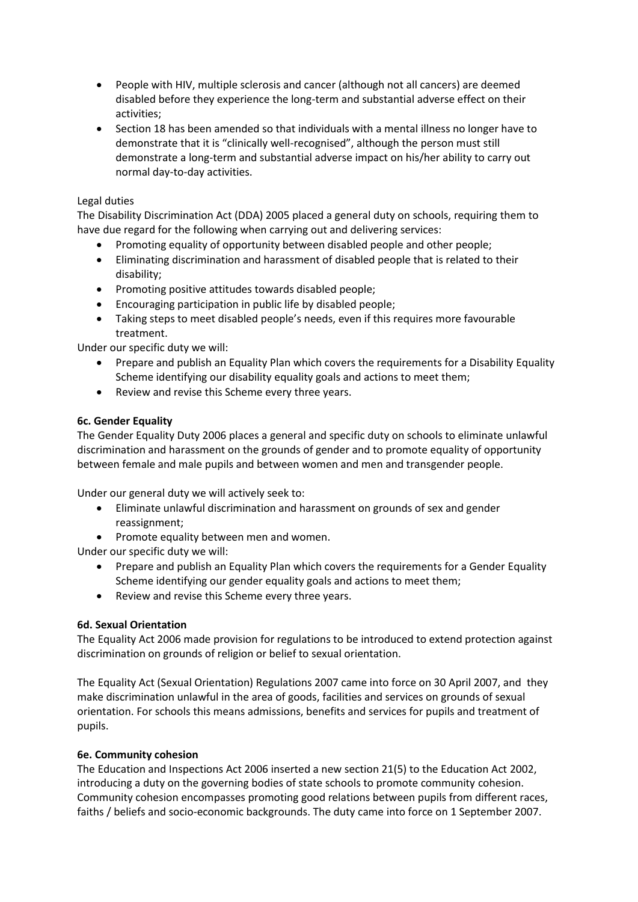- People with HIV, multiple sclerosis and cancer (although not all cancers) are deemed disabled before they experience the long-term and substantial adverse effect on their activities;
- Section 18 has been amended so that individuals with a mental illness no longer have to demonstrate that it is "clinically well-recognised", although the person must still demonstrate a long-term and substantial adverse impact on his/her ability to carry out normal day-to-day activities.

Legal duties

The Disability Discrimination Act (DDA) 2005 placed a general duty on schools, requiring them to have due regard for the following when carrying out and delivering services:

- Promoting equality of opportunity between disabled people and other people;
- Eliminating discrimination and harassment of disabled people that is related to their disability;
- Promoting positive attitudes towards disabled people;
- Encouraging participation in public life by disabled people;
- Taking steps to meet disabled people's needs, even if this requires more favourable treatment.

Under our specific duty we will:

- Prepare and publish an Equality Plan which covers the requirements for a Disability Equality Scheme identifying our disability equality goals and actions to meet them;
- Review and revise this Scheme every three years.

**6c. Gender Equality**

The Gender Equality Duty 2006 places a general and specific duty on schools to eliminate unlawful discrimination and harassment on the grounds of gender and to promote equality of opportunity between female and male pupils and between women and men and transgender people.

Under our general duty we will actively seek to:

- Eliminate unlawful discrimination and harassment on grounds of sex and gender reassignment;
- Promote equality between men and women.

Under our specific duty we will:

- Prepare and publish an Equality Plan which covers the requirements for a Gender Equality Scheme identifying our gender equality goals and actions to meet them;
- Review and revise this Scheme every three years.

**6d. Sexual Orientation**

The Equality Act 2006 made provision for regulations to be introduced to extend protection against discrimination on grounds of religion or belief to sexual orientation.

The Equality Act (Sexual Orientation) Regulations 2007 came into force on 30 April 2007, and they make discrimination unlawful in the area of goods, facilities and services on grounds of sexual orientation. For schools this means admissions, benefits and services for pupils and treatment of pupils.

**6e. Community cohesion**

The Education and Inspections Act 2006 inserted a new section 21(5) to the Education Act 2002, introducing a duty on the governing bodies of state schools to promote community cohesion. Community cohesion encompasses promoting good relations between pupils from different races, faiths / beliefs and socio-economic backgrounds. The duty came into force on 1 September 2007.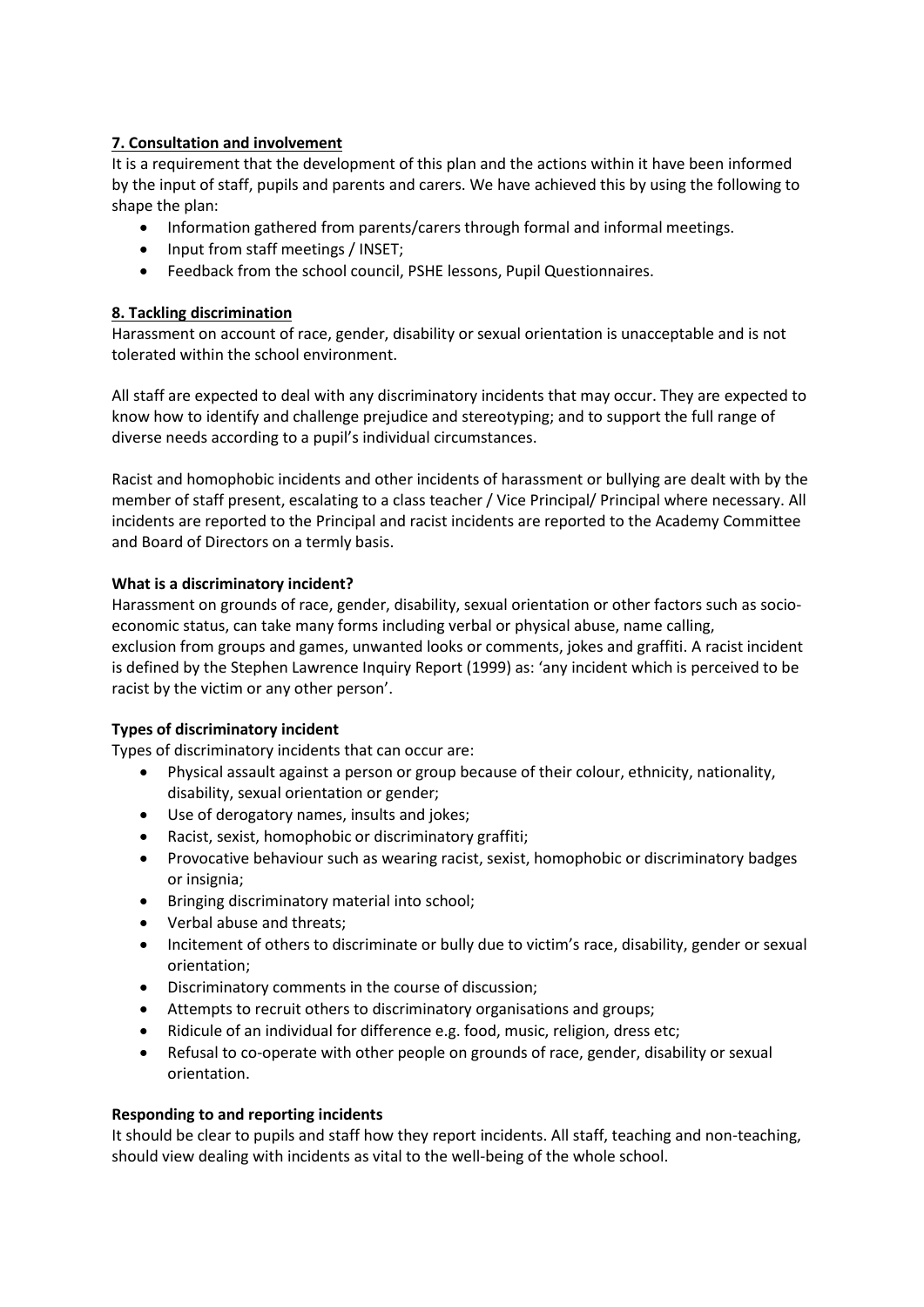## 7. Consultation and involvement

It is a requirement that the development of this plan and the actions within it have been informed by the input of staff, pupils and parents and carers. We have achieved this by using the following to shape the plan:

- Information gathered from parents/carers through formal and informal meetings.
- Input from staff meetings / INSET;
- Feedback from the school council, PSHE lessons, Pupil Questionnaires.

## 8. Tackling discrimination

Harassment on account of race, gender, disability or sexual orientation is unacceptable and is not tolerated within the school environment.

All staff are expected to deal with any discriminatory incidents that may occur. They are expected to know how to identify and challenge prejudice and stereotyping; and to support the full range of diverse needs according to a pupil's individual circumstances.

Racist and homophobic incidents and other incidents of harassment or bullying are dealt with by the member of staff present, escalating to a class teacher / Vice Principal/ Principal where necessary. All incidents are reported to the Principal and racist incidents are reported to the Academy Committee and Board of Directors on a termly basis.

### What is a discriminatory incident?

Harassment on grounds of race, gender, disability, sexual orientation or other factors such as socio-economic status, can take many forms including verbal or physical abuse, name calling, exclusion from groups and games, unwanted looks or comments, jokes and graffiti. A racist incident is defined by the Stephen Lawrence Inquiry Report (1999) as: 'any incident which is perceived to be racist by the victim or any other person'.

### Types of discriminatory incident

Types of discriminatory incidents that can occur are:

- Physical assault against a person or group because of their colour, ethnicity, nationality, disability, sexual orientation or gender;
- Use of derogatory names, insults and jokes;
- Racist, sexist, homophobic or discriminatory graffiti;
- Provocative behaviour such as wearing racist, sexist, homophobic or discriminatory badges or insignia;
- Bringing discriminatory material into school;
- Verbal abuse and threats;
- Incitement of others to discriminate or bully due to victim's race, disability, gender or sexual orientation;
- Discriminatory comments in the course of discussion;
- Attempts to recruit others to discriminatory organisations and groups;
- Ridicule of an individual for difference e.g. food, music, religion, dress etc;
- Refusal to co-operate with other people on grounds of race, gender, disability or sexual orientation.

### Responding to and reporting incidents

It should be clear to pupils and staff how they report incidents. All staff, teaching and non-teaching, should view dealing with incidents as vital to the well-being of the whole school.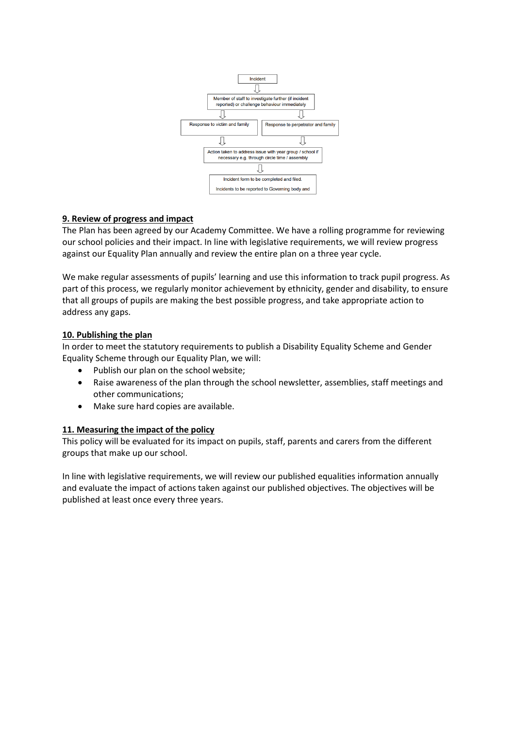Incident

Member of staff to investigate further (if incident reported) or challenge behaviour immediately

Response to victim and family

Response to perpetrator and family

Action taken to address issue with year group / school if necessary e.g. through circle time / assembly

Incident form to be completed and filed.

Incidents to be reported to Governing body and

## 9. Review of progress and impact

The Plan has been agreed by our Academy Committee. We have a rolling programme for reviewing our school policies and their impact. In line with legislative requirements, we will review progress against our Equality Plan annually and review the entire plan on a three year cycle.

We make regular assessments of pupils' learning and use this information to track pupil progress. As part of this process, we regularly monitor achievement by ethnicity, gender and disability, to ensure that all groups of pupils are making the best possible progress, and take appropriate action to address any gaps.

## 10. Publishing the plan

In order to meet the statutory requirements to publish a Disability Equality Scheme and Gender Equality Scheme through our Equality Plan, we will:

- Publish our plan on the school website;
- Raise awareness of the plan through the school newsletter, assemblies, staff meetings and other communications;
- Make sure hard copies are available.

## 11. Measuring the impact of the policy

This policy will be evaluated for its impact on pupils, staff, parents and carers from the different groups that make up our school.

In line with legislative requirements, we will review our published equalities information annually and evaluate the impact of actions taken against our published objectives. The objectives will be published at least once every three years.